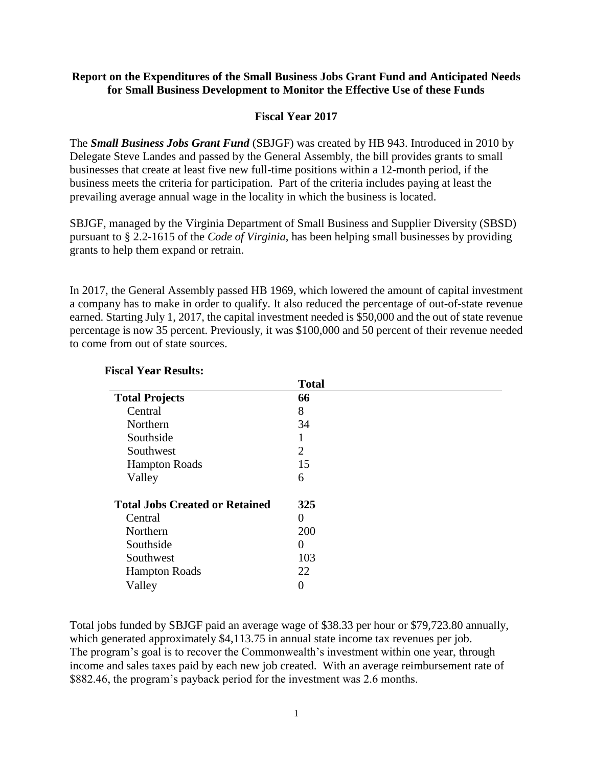**Report on the Expenditures of the Small Business Jobs Grant Fund and Anticipated Needs for Small Business Development to Monitor the Effective Use of these Funds**

**Fiscal Year 2017**

The ***Small Business Jobs Grant Fund*** (SBJGF) was created by HB 943. Introduced in 2010 by Delegate Steve Landes and passed by the General Assembly, the bill provides grants to small businesses that create at least five new full-time positions within a 12-month period, if the business meets the criteria for participation. Part of the criteria includes paying at least the prevailing average annual wage in the locality in which the business is located.

SBJGF, managed by the Virginia Department of Small Business and Supplier Diversity (SBSD) pursuant to § 2.2-1615 of the *Code of Virginia*, has been helping small businesses by providing grants to help them expand or retrain.

In 2017, the General Assembly passed HB 1969, which lowered the amount of capital investment a company has to make in order to qualify. It also reduced the percentage of out-of-state revenue earned. Starting July 1, 2017, the capital investment needed is $50,000 and the out of state revenue percentage is now 35 percent. Previously, it was $100,000 and 50 percent of their revenue needed to come from out of state sources.

**Fiscal Year Results:**

| | **Total** |
|---|---|
| **Total Projects** | **66** |
| Central | 8 |
| Northern | 34 |
| Southside | 1 |
| Southwest | 2 |
| Hampton Roads | 15 |
| Valley | 6 |
| | |
| **Total Jobs Created or Retained** | **325** |
| Central | 0 |
| Northern | 200 |
| Southside | 0 |
| Southwest | 103 |
| Hampton Roads | 22 |
| Valley | 0 |

Total jobs funded by SBJGF paid an average wage of $38.33 per hour or $79,723.80 annually, which generated approximately $4,113.75 in annual state income tax revenues per job. The program's goal is to recover the Commonwealth's investment within one year, through income and sales taxes paid by each new job created. With an average reimbursement rate of $882.46, the program's payback period for the investment was 2.6 months.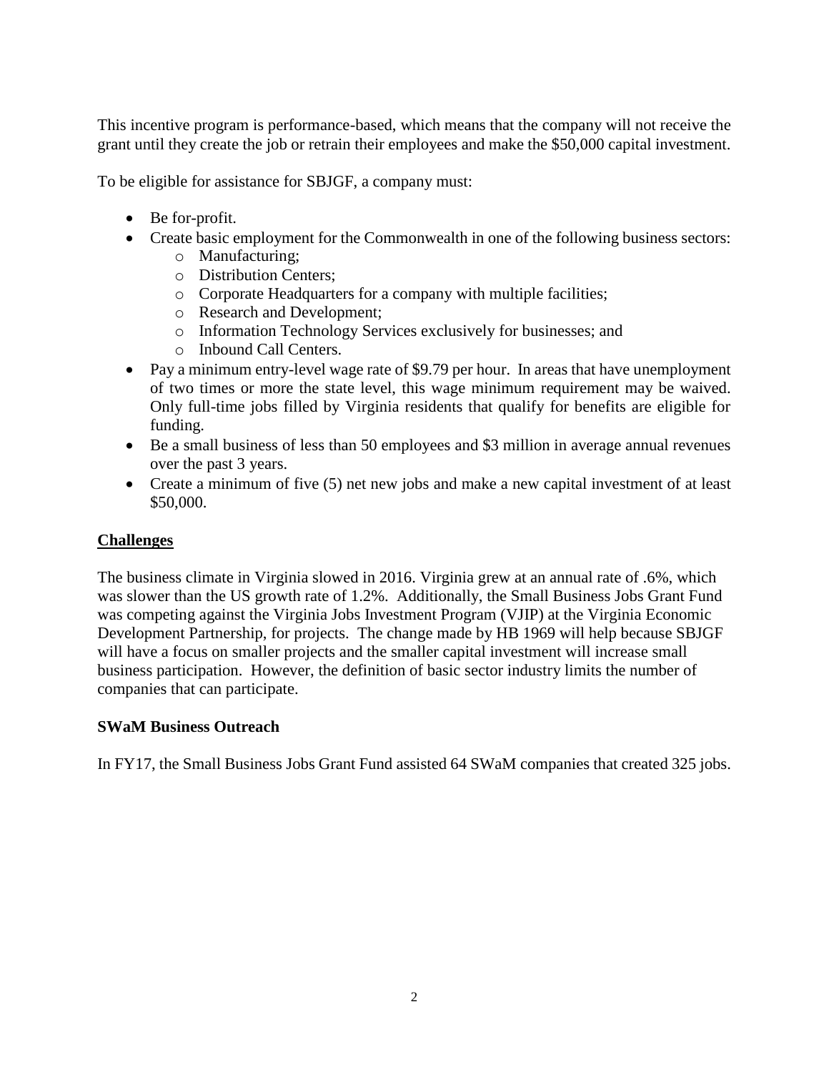This incentive program is performance-based, which means that the company will not receive the grant until they create the job or retrain their employees and make the $50,000 capital investment.

To be eligible for assistance for SBJGF, a company must:

- Be for-profit.
- Create basic employment for the Commonwealth in one of the following business sectors:
  - Manufacturing;
  - Distribution Centers;
  - Corporate Headquarters for a company with multiple facilities;
  - Research and Development;
  - Information Technology Services exclusively for businesses; and
  - Inbound Call Centers.
- Pay a minimum entry-level wage rate of $9.79 per hour. In areas that have unemployment of two times or more the state level, this wage minimum requirement may be waived. Only full-time jobs filled by Virginia residents that qualify for benefits are eligible for funding.
- Be a small business of less than 50 employees and $3 million in average annual revenues over the past 3 years.
- Create a minimum of five (5) net new jobs and make a new capital investment of at least $50,000.

## <u>Challenges</u>

The business climate in Virginia slowed in 2016. Virginia grew at an annual rate of .6%, which was slower than the US growth rate of 1.2%. Additionally, the Small Business Jobs Grant Fund was competing against the Virginia Jobs Investment Program (VJIP) at the Virginia Economic Development Partnership, for projects. The change made by HB 1969 will help because SBJGF will have a focus on smaller projects and the smaller capital investment will increase small business participation. However, the definition of basic sector industry limits the number of companies that can participate.

## SWaM Business Outreach

In FY17, the Small Business Jobs Grant Fund assisted 64 SWaM companies that created 325 jobs.